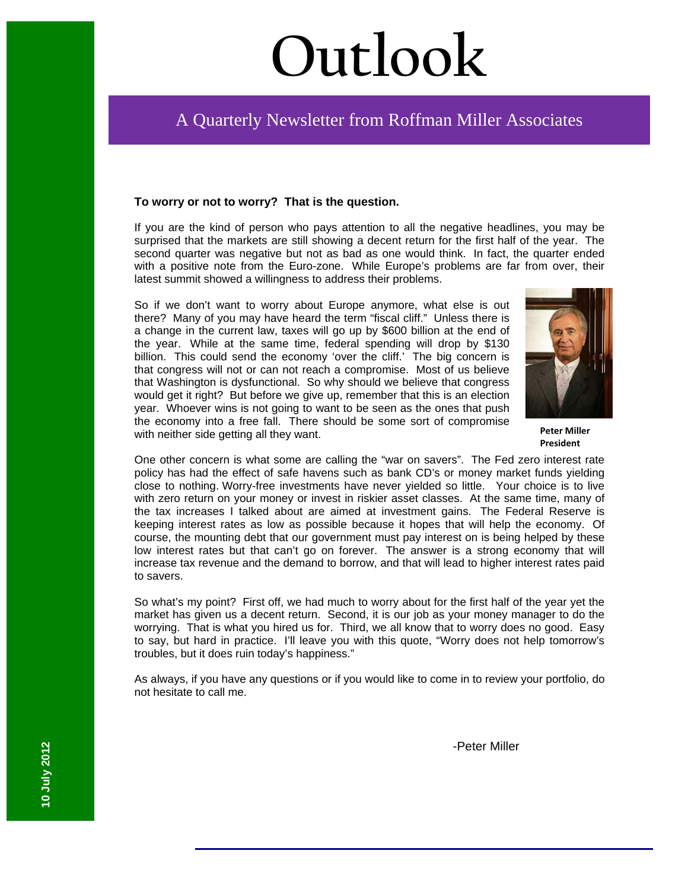# Outlook

## A Quarterly Newsletter from Roffman Miller Associates

10 July 2012

**To worry or not to worry? That is the question.**

If you are the kind of person who pays attention to all the negative headlines, you may be surprised that the markets are still showing a decent return for the first half of the year. The second quarter was negative but not as bad as one would think. In fact, the quarter ended with a positive note from the Euro-zone. While Europe's problems are far from over, their latest summit showed a willingness to address their problems.

So if we don't want to worry about Europe anymore, what else is out there? Many of you may have heard the term "fiscal cliff." Unless there is a change in the current law, taxes will go up by $600 billion at the end of the year. While at the same time, federal spending will drop by $130 billion. This could send the economy 'over the cliff.' The big concern is that congress will not or can not reach a compromise. Most of us believe that Washington is dysfunctional. So why should we believe that congress would get it right? But before we give up, remember that this is an election year. Whoever wins is not going to want to be seen as the ones that push the economy into a free fall. There should be some sort of compromise with neither side getting all they want.

**Peter Miller**
**President**

One other concern is what some are calling the "war on savers". The Fed zero interest rate policy has had the effect of safe havens such as bank CD's or money market funds yielding close to nothing. Worry-free investments have never yielded so little. Your choice is to live with zero return on your money or invest in riskier asset classes. At the same time, many of the tax increases I talked about are aimed at investment gains. The Federal Reserve is keeping interest rates as low as possible because it hopes that will help the economy. Of course, the mounting debt that our government must pay interest on is being helped by these low interest rates but that can't go on forever. The answer is a strong economy that will increase tax revenue and the demand to borrow, and that will lead to higher interest rates paid to savers.

So what's my point? First off, we had much to worry about for the first half of the year yet the market has given us a decent return. Second, it is our job as your money manager to do the worrying. That is what you hired us for. Third, we all know that to worry does no good. Easy to say, but hard in practice. I'll leave you with this quote, "Worry does not help tomorrow's troubles, but it does ruin today's happiness."

As always, if you have any questions or if you would like to come in to review your portfolio, do not hesitate to call me.

-Peter Miller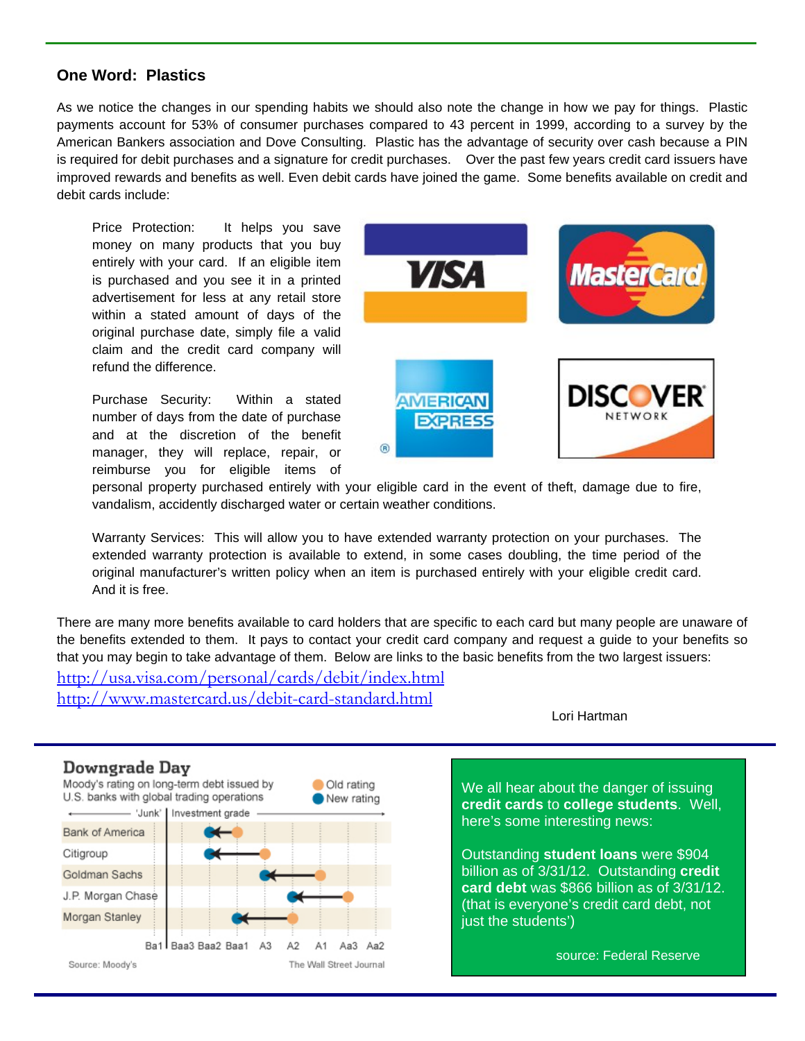## One Word: Plastics

As we notice the changes in our spending habits we should also note the change in how we pay for things. Plastic payments account for 53% of consumer purchases compared to 43 percent in 1999, according to a survey by the American Bankers association and Dove Consulting. Plastic has the advantage of security over cash because a PIN is required for debit purchases and a signature for credit purchases. Over the past few years credit card issuers have improved rewards and benefits as well. Even debit cards have joined the game. Some benefits available on credit and debit cards include:

Price Protection: It helps you save money on many products that you buy entirely with your card. If an eligible item is purchased and you see it in a printed advertisement for less at any retail store within a stated amount of days of the original purchase date, simply file a valid claim and the credit card company will refund the difference.

Purchase Security: Within a stated number of days from the date of purchase and at the discretion of the benefit manager, they will replace, repair, or reimburse you for eligible items of personal property purchased entirely with your eligible card in the event of theft, damage due to fire, vandalism, accidently discharged water or certain weather conditions.

Warranty Services: This will allow you to have extended warranty protection on your purchases. The extended warranty protection is available to extend, in some cases doubling, the time period of the original manufacturer's written policy when an item is purchased entirely with your eligible credit card. And it is free.

There are many more benefits available to card holders that are specific to each card but many people are unaware of the benefits extended to them. It pays to contact your credit card company and request a guide to your benefits so that you may begin to take advantage of them. Below are links to the basic benefits from the two largest issuers:

http://usa.visa.com/personal/cards/debit/index.html
http://www.mastercard.us/debit-card-standard.html

Lori Hartman

---

**Downgrade Day**

Moody's rating on long-term debt issued by U.S. banks with global trading operations

| Bank | Old rating | New rating |
|---|---|---|
| Bank of America | Baa1 | Baa2 |
| Citigroup | A3 | Baa2 |
| Goldman Sachs | A1 | A3 |
| J.P. Morgan Chase | Aa3 | A2 |
| Morgan Stanley | A2 | Baa1 |

Source: Moody's — The Wall Street Journal

---

We all hear about the danger of issuing **credit cards** to **college students**. Well, here's some interesting news:

Outstanding **student loans** were $904 billion as of 3/31/12. Outstanding **credit card debt** was $866 billion as of 3/31/12. (that is everyone's credit card debt, not just the students')

source: Federal Reserve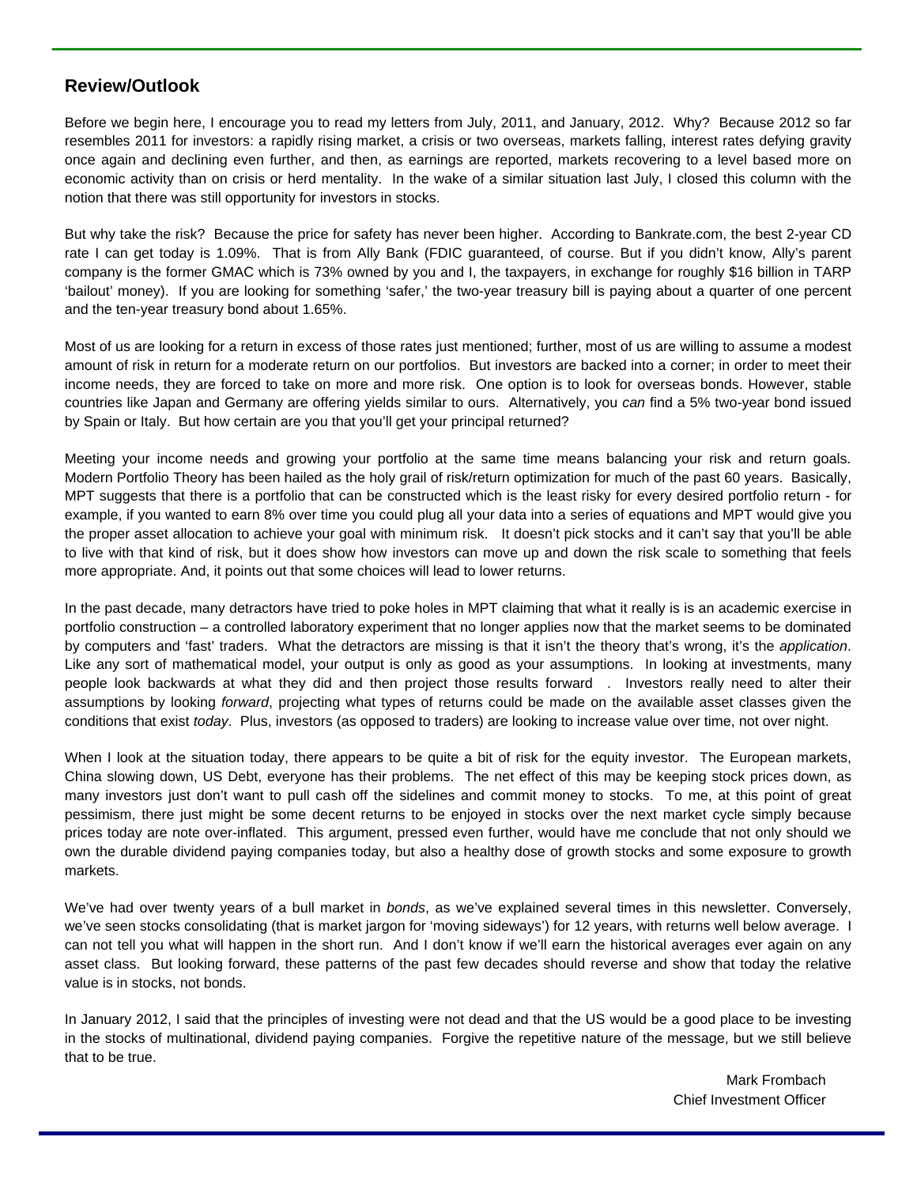## Review/Outlook

Before we begin here, I encourage you to read my letters from July, 2011, and January, 2012. Why? Because 2012 so far resembles 2011 for investors: a rapidly rising market, a crisis or two overseas, markets falling, interest rates defying gravity once again and declining even further, and then, as earnings are reported, markets recovering to a level based more on economic activity than on crisis or herd mentality. In the wake of a similar situation last July, I closed this column with the notion that there was still opportunity for investors in stocks.

But why take the risk? Because the price for safety has never been higher. According to Bankrate.com, the best 2-year CD rate I can get today is 1.09%. That is from Ally Bank (FDIC guaranteed, of course. But if you didn't know, Ally's parent company is the former GMAC which is 73% owned by you and I, the taxpayers, in exchange for roughly $16 billion in TARP 'bailout' money). If you are looking for something 'safer,' the two-year treasury bill is paying about a quarter of one percent and the ten-year treasury bond about 1.65%.

Most of us are looking for a return in excess of those rates just mentioned; further, most of us are willing to assume a modest amount of risk in return for a moderate return on our portfolios. But investors are backed into a corner; in order to meet their income needs, they are forced to take on more and more risk. One option is to look for overseas bonds. However, stable countries like Japan and Germany are offering yields similar to ours. Alternatively, you *can* find a 5% two-year bond issued by Spain or Italy. But how certain are you that you'll get your principal returned?

Meeting your income needs and growing your portfolio at the same time means balancing your risk and return goals. Modern Portfolio Theory has been hailed as the holy grail of risk/return optimization for much of the past 60 years. Basically, MPT suggests that there is a portfolio that can be constructed which is the least risky for every desired portfolio return - for example, if you wanted to earn 8% over time you could plug all your data into a series of equations and MPT would give you the proper asset allocation to achieve your goal with minimum risk. It doesn't pick stocks and it can't say that you'll be able to live with that kind of risk, but it does show how investors can move up and down the risk scale to something that feels more appropriate. And, it points out that some choices will lead to lower returns.

In the past decade, many detractors have tried to poke holes in MPT claiming that what it really is is an academic exercise in portfolio construction – a controlled laboratory experiment that no longer applies now that the market seems to be dominated by computers and 'fast' traders. What the detractors are missing is that it isn't the theory that's wrong, it's the *application*. Like any sort of mathematical model, your output is only as good as your assumptions. In looking at investments, many people look backwards at what they did and then project those results forward . Investors really need to alter their assumptions by looking *forward*, projecting what types of returns could be made on the available asset classes given the conditions that exist *today*. Plus, investors (as opposed to traders) are looking to increase value over time, not over night.

When I look at the situation today, there appears to be quite a bit of risk for the equity investor. The European markets, China slowing down, US Debt, everyone has their problems. The net effect of this may be keeping stock prices down, as many investors just don't want to pull cash off the sidelines and commit money to stocks. To me, at this point of great pessimism, there just might be some decent returns to be enjoyed in stocks over the next market cycle simply because prices today are note over-inflated. This argument, pressed even further, would have me conclude that not only should we own the durable dividend paying companies today, but also a healthy dose of growth stocks and some exposure to growth markets.

We've had over twenty years of a bull market in *bonds*, as we've explained several times in this newsletter. Conversely, we've seen stocks consolidating (that is market jargon for 'moving sideways') for 12 years, with returns well below average. I can not tell you what will happen in the short run. And I don't know if we'll earn the historical averages ever again on any asset class. But looking forward, these patterns of the past few decades should reverse and show that today the relative value is in stocks, not bonds.

In January 2012, I said that the principles of investing were not dead and that the US would be a good place to be investing in the stocks of multinational, dividend paying companies. Forgive the repetitive nature of the message, but we still believe that to be true.

Mark Frombach
Chief Investment Officer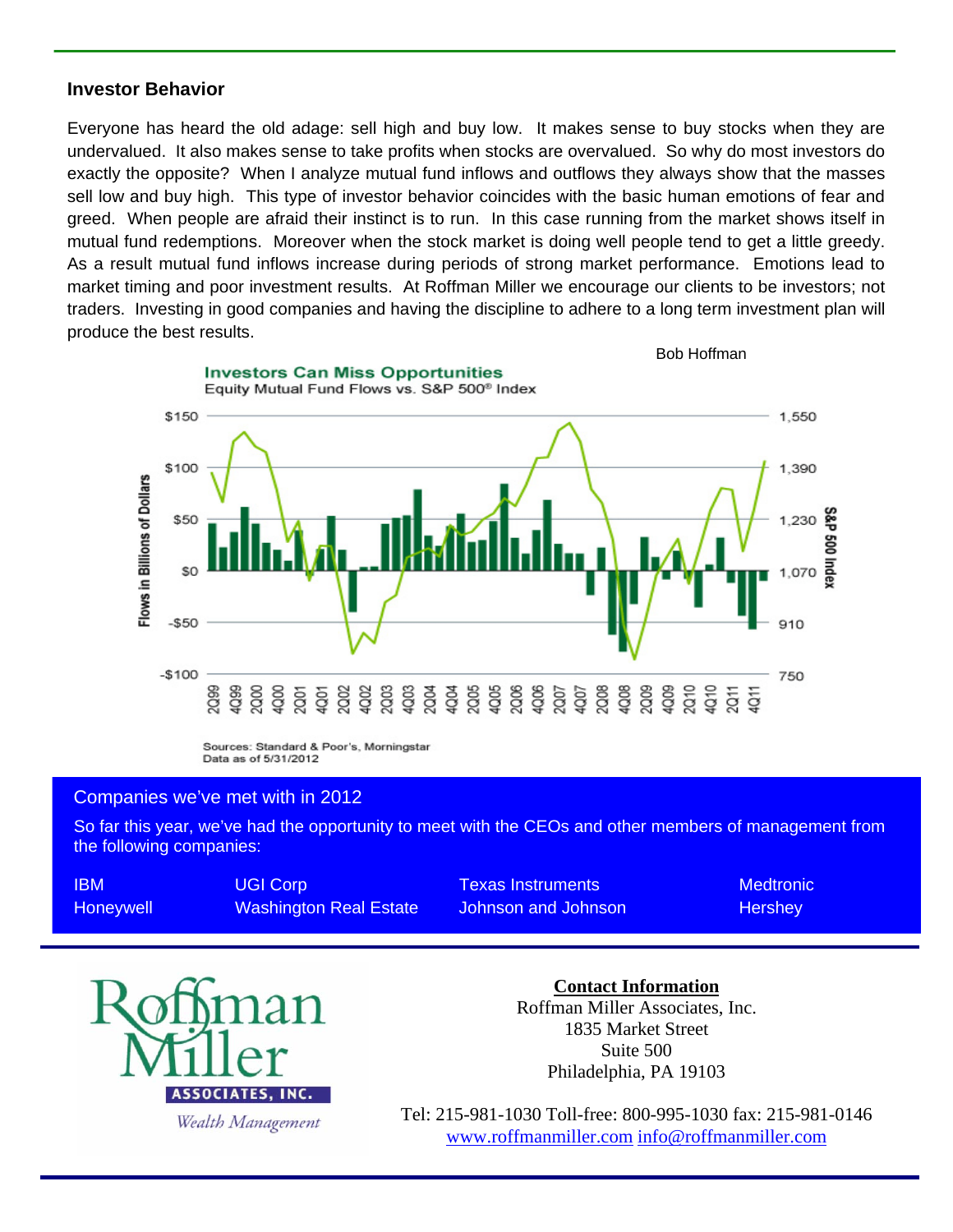### Investor Behavior

Everyone has heard the old adage: sell high and buy low. It makes sense to buy stocks when they are undervalued. It also makes sense to take profits when stocks are overvalued. So why do most investors do exactly the opposite? When I analyze mutual fund inflows and outflows they always show that the masses sell low and buy high. This type of investor behavior coincides with the basic human emotions of fear and greed. When people are afraid their instinct is to run. In this case running from the market shows itself in mutual fund redemptions. Moreover when the stock market is doing well people tend to get a little greedy. As a result mutual fund inflows increase during periods of strong market performance. Emotions lead to market timing and poor investment results. At Roffman Miller we encourage our clients to be investors; not traders. Investing in good companies and having the discipline to adhere to a long term investment plan will produce the best results.

Bob Hoffman

**Investors Can Miss Opportunities**
Equity Mutual Fund Flows vs. S&P 500® Index

Flows in Billions of Dollars
$150
$100
$50
$0
-$50
-$100

S&P 500 Index
1,550
1,390
1,230
1,070
910
750

2Q99 4Q99 2Q00 4Q00 2Q01 4Q01 2Q02 4Q02 2Q03 4Q03 2Q04 4Q04 2Q05 4Q05 2Q06 4Q06 2Q07 4Q07 2Q08 4Q08 2Q09 4Q09 2Q10 4Q10 2Q11 4Q11

Sources: Standard & Poor's, Morningstar
Data as of 5/31/2012

### Companies we've met with in 2012

So far this year, we've had the opportunity to meet with the CEOs and other members of management from the following companies:

| | | | |
|---|---|---|---|
| IBM | UGI Corp | Texas Instruments | Medtronic |
| Honeywell | Washington Real Estate | Johnson and Johnson | Hershey |

Roffman Miller
ASSOCIATES, INC.
*Wealth Management*

**Contact Information**
Roffman Miller Associates, Inc.
1835 Market Street
Suite 500
Philadelphia, PA 19103

Tel: 215-981-1030 Toll-free: 800-995-1030 fax: 215-981-0146
www.roffmanmiller.com info@roffmanmiller.com